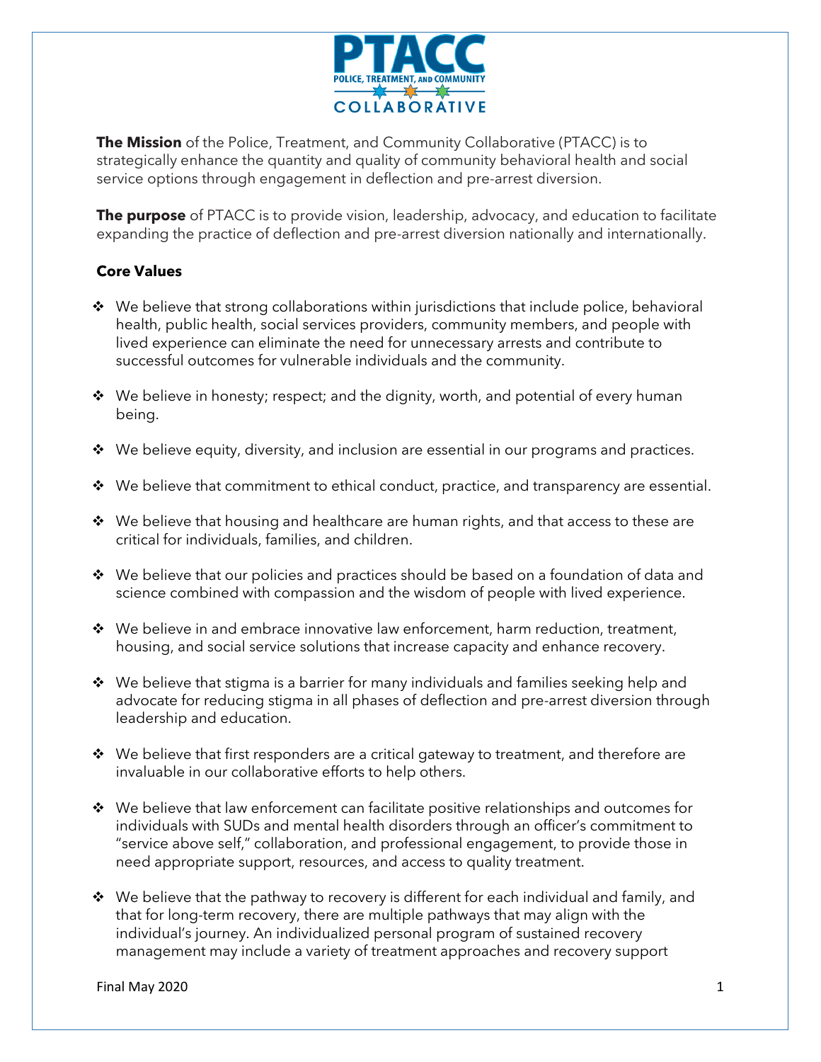# PTACC

POLICE, TREATMENT, AND COMMUNITY COLLABORATIVE

**The Mission** of the Police, Treatment, and Community Collaborative (PTACC) is to strategically enhance the quantity and quality of community behavioral health and social service options through engagement in deflection and pre-arrest diversion.

**The purpose** of PTACC is to provide vision, leadership, advocacy, and education to facilitate expanding the practice of deflection and pre-arrest diversion nationally and internationally.

## Core Values

- We believe that strong collaborations within jurisdictions that include police, behavioral health, public health, social services providers, community members, and people with lived experience can eliminate the need for unnecessary arrests and contribute to successful outcomes for vulnerable individuals and the community.
- We believe in honesty; respect; and the dignity, worth, and potential of every human being.
- We believe equity, diversity, and inclusion are essential in our programs and practices.
- We believe that commitment to ethical conduct, practice, and transparency are essential.
- We believe that housing and healthcare are human rights, and that access to these are critical for individuals, families, and children.
- We believe that our policies and practices should be based on a foundation of data and science combined with compassion and the wisdom of people with lived experience.
- We believe in and embrace innovative law enforcement, harm reduction, treatment, housing, and social service solutions that increase capacity and enhance recovery.
- We believe that stigma is a barrier for many individuals and families seeking help and advocate for reducing stigma in all phases of deflection and pre-arrest diversion through leadership and education.
- We believe that first responders are a critical gateway to treatment, and therefore are invaluable in our collaborative efforts to help others.
- We believe that law enforcement can facilitate positive relationships and outcomes for individuals with SUDs and mental health disorders through an officer's commitment to "service above self," collaboration, and professional engagement, to provide those in need appropriate support, resources, and access to quality treatment.
- We believe that the pathway to recovery is different for each individual and family, and that for long-term recovery, there are multiple pathways that may align with the individual's journey. An individualized personal program of sustained recovery management may include a variety of treatment approaches and recovery support

Final May 2020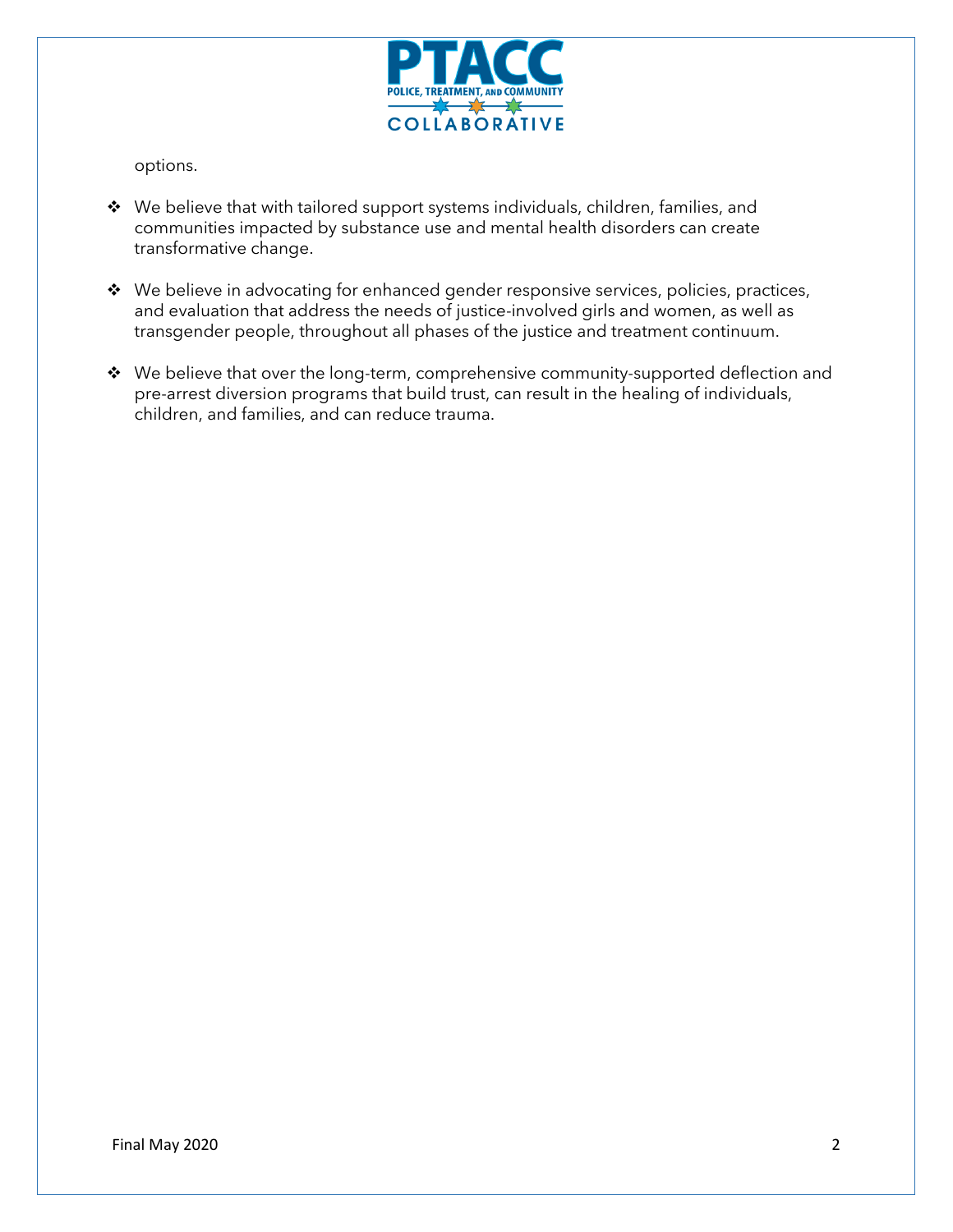options.

- We believe that with tailored support systems individuals, children, families, and communities impacted by substance use and mental health disorders can create transformative change.

- We believe in advocating for enhanced gender responsive services, policies, practices, and evaluation that address the needs of justice-involved girls and women, as well as transgender people, throughout all phases of the justice and treatment continuum.

- We believe that over the long-term, comprehensive community-supported deflection and pre-arrest diversion programs that build trust, can result in the healing of individuals, children, and families, and can reduce trauma.